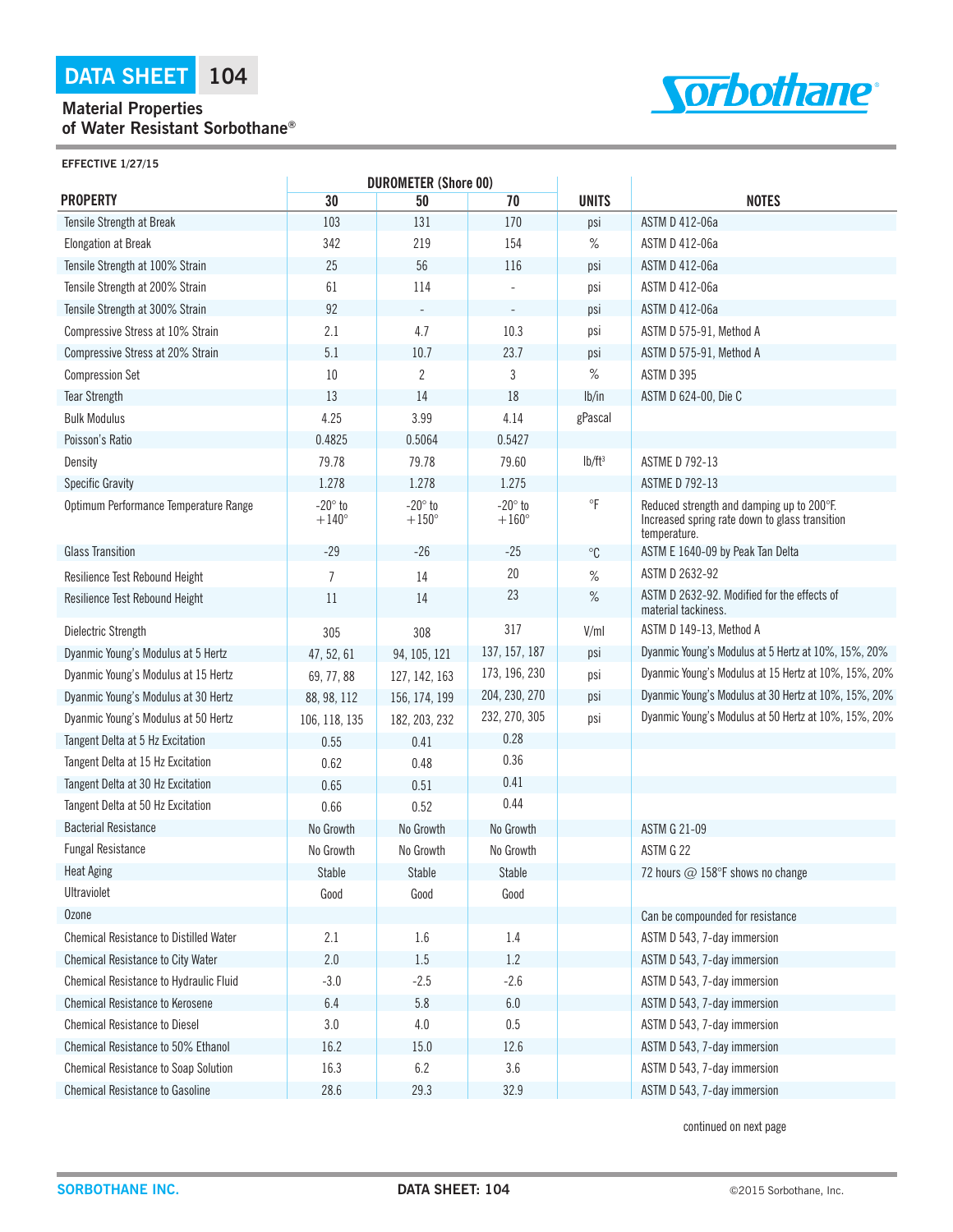# DATA SHEET 104

## Material Properties of Water Resistant Sorbothane®

**EFFECTIVE 1/27/15**

| PROPERTY | DUROMETER (Shore 00) 30 | 50 | 70 | UNITS | NOTES |
|---|---|---|---|---|---|
| Tensile Strength at Break | 103 | 131 | 170 | psi | ASTM D 412-06a |
| Elongation at Break | 342 | 219 | 154 | % | ASTM D 412-06a |
| Tensile Strength at 100% Strain | 25 | 56 | 116 | psi | ASTM D 412-06a |
| Tensile Strength at 200% Strain | 61 | 114 | - | psi | ASTM D 412-06a |
| Tensile Strength at 300% Strain | 92 | - | - | psi | ASTM D 412-06a |
| Compressive Stress at 10% Strain | 2.1 | 4.7 | 10.3 | psi | ASTM D 575-91, Method A |
| Compressive Stress at 20% Strain | 5.1 | 10.7 | 23.7 | psi | ASTM D 575-91, Method A |
| Compression Set | 10 | 2 | 3 | % | ASTM D 395 |
| Tear Strength | 13 | 14 | 18 | lb/in | ASTM D 624-00, Die C |
| Bulk Modulus | 4.25 | 3.99 | 4.14 | gPascal | |
| Poisson's Ratio | 0.4825 | 0.5064 | 0.5427 | | |
| Density | 79.78 | 79.78 | 79.60 | lb/ft³ | ASTME D 792-13 |
| Specific Gravity | 1.278 | 1.278 | 1.275 | | ASTME D 792-13 |
| Optimum Performance Temperature Range | -20° to +140° | -20° to +150° | -20° to +160° | °F | Reduced strength and damping up to 200°F. Increased spring rate down to glass transition temperature. |
| Glass Transition | -29 | -26 | -25 | °C | ASTM E 1640-09 by Peak Tan Delta |
| Resilience Test Rebound Height | 7 | 14 | 20 | % | ASTM D 2632-92 |
| Resilience Test Rebound Height | 11 | 14 | 23 | % | ASTM D 2632-92. Modified for the effects of material tackiness. |
| Dielectric Strength | 305 | 308 | 317 | V/ml | ASTM D 149-13, Method A |
| Dyanmic Young's Modulus at 5 Hertz | 47, 52, 61 | 94, 105, 121 | 137, 157, 187 | psi | Dyanmic Young's Modulus at 5 Hertz at 10%, 15%, 20% |
| Dyanmic Young's Modulus at 15 Hertz | 69, 77, 88 | 127, 142, 163 | 173, 196, 230 | psi | Dyanmic Young's Modulus at 15 Hertz at 10%, 15%, 20% |
| Dyanmic Young's Modulus at 30 Hertz | 88, 98, 112 | 156, 174, 199 | 204, 230, 270 | psi | Dyanmic Young's Modulus at 30 Hertz at 10%, 15%, 20% |
| Dyanmic Young's Modulus at 50 Hertz | 106, 118, 135 | 182, 203, 232 | 232, 270, 305 | psi | Dyanmic Young's Modulus at 50 Hertz at 10%, 15%, 20% |
| Tangent Delta at 5 Hz Excitation | 0.55 | 0.41 | 0.28 | | |
| Tangent Delta at 15 Hz Excitation | 0.62 | 0.48 | 0.36 | | |
| Tangent Delta at 30 Hz Excitation | 0.65 | 0.51 | 0.41 | | |
| Tangent Delta at 50 Hz Excitation | 0.66 | 0.52 | 0.44 | | |
| Bacterial Resistance | No Growth | No Growth | No Growth | | ASTM G 21-09 |
| Fungal Resistance | No Growth | No Growth | No Growth | | ASTM G 22 |
| Heat Aging | Stable | Stable | Stable | | 72 hours @ 158°F shows no change |
| Ultraviolet | Good | Good | Good | | |
| Ozone | | | | | Can be compounded for resistance |
| Chemical Resistance to Distilled Water | 2.1 | 1.6 | 1.4 | | ASTM D 543, 7-day immersion |
| Chemical Resistance to City Water | 2.0 | 1.5 | 1.2 | | ASTM D 543, 7-day immersion |
| Chemical Resistance to Hydraulic Fluid | -3.0 | -2.5 | -2.6 | | ASTM D 543, 7-day immersion |
| Chemical Resistance to Kerosene | 6.4 | 5.8 | 6.0 | | ASTM D 543, 7-day immersion |
| Chemical Resistance to Diesel | 3.0 | 4.0 | 0.5 | | ASTM D 543, 7-day immersion |
| Chemical Resistance to 50% Ethanol | 16.2 | 15.0 | 12.6 | | ASTM D 543, 7-day immersion |
| Chemical Resistance to Soap Solution | 16.3 | 6.2 | 3.6 | | ASTM D 543, 7-day immersion |
| Chemical Resistance to Gasoline | 28.6 | 29.3 | 32.9 | | ASTM D 543, 7-day immersion |

continued on next page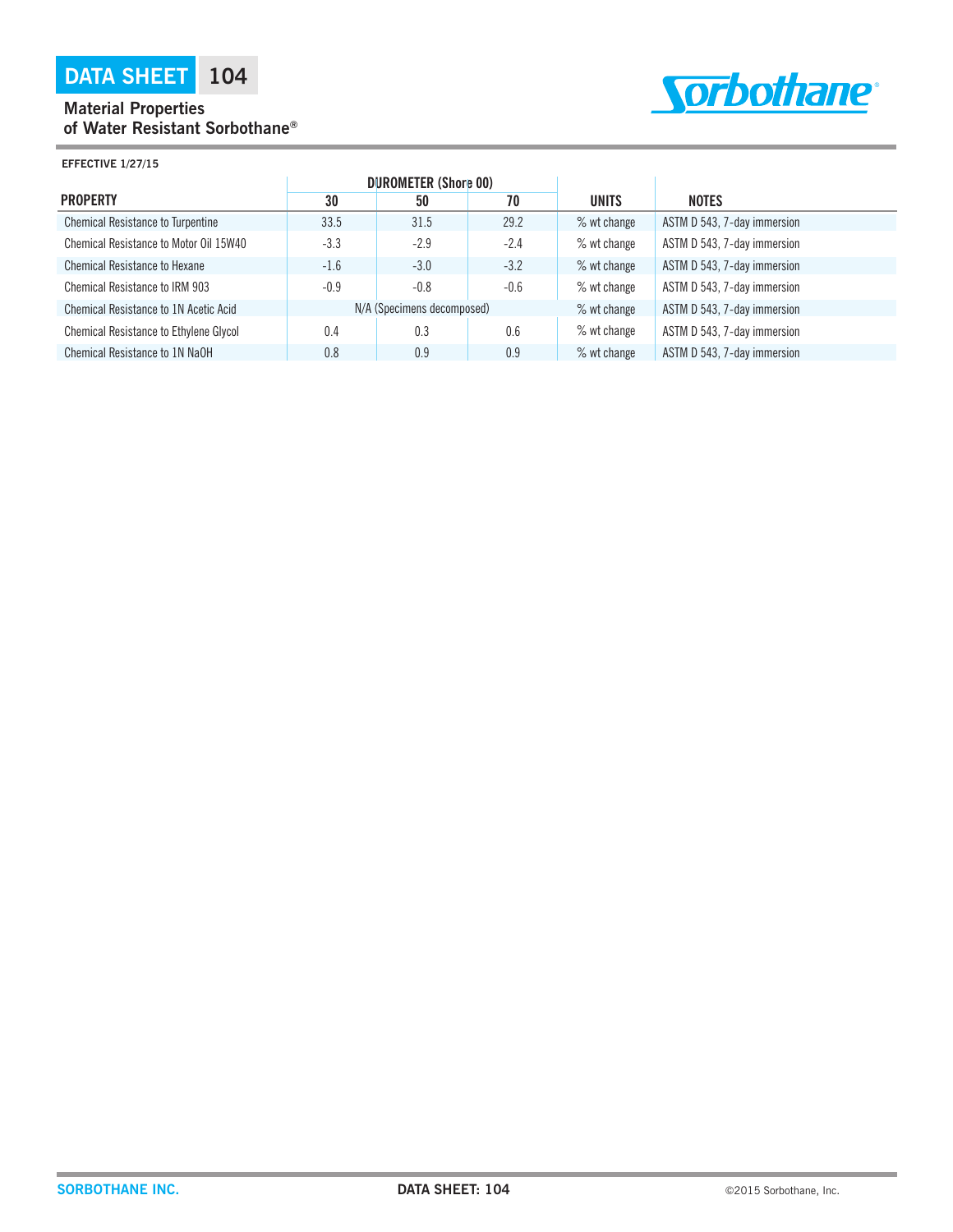# DATA SHEET 104

## Material Properties of Water Resistant Sorbothane®

**EFFECTIVE 1/27/15**

| PROPERTY | DUROMETER (Shore 00) | | | UNITS | NOTES |
|---|---|---|---|---|---|
| | 30 | 50 | 70 | | |
| Chemical Resistance to Turpentine | 33.5 | 31.5 | 29.2 | % wt change | ASTM D 543, 7-day immersion |
| Chemical Resistance to Motor Oil 15W40 | -3.3 | -2.9 | -2.4 | % wt change | ASTM D 543, 7-day immersion |
| Chemical Resistance to Hexane | -1.6 | -3.0 | -3.2 | % wt change | ASTM D 543, 7-day immersion |
| Chemical Resistance to IRM 903 | -0.9 | -0.8 | -0.6 | % wt change | ASTM D 543, 7-day immersion |
| Chemical Resistance to 1N Acetic Acid | N/A (Specimens decomposed) | | | % wt change | ASTM D 543, 7-day immersion |
| Chemical Resistance to Ethylene Glycol | 0.4 | 0.3 | 0.6 | % wt change | ASTM D 543, 7-day immersion |
| Chemical Resistance to 1N NaOH | 0.8 | 0.9 | 0.9 | % wt change | ASTM D 543, 7-day immersion |